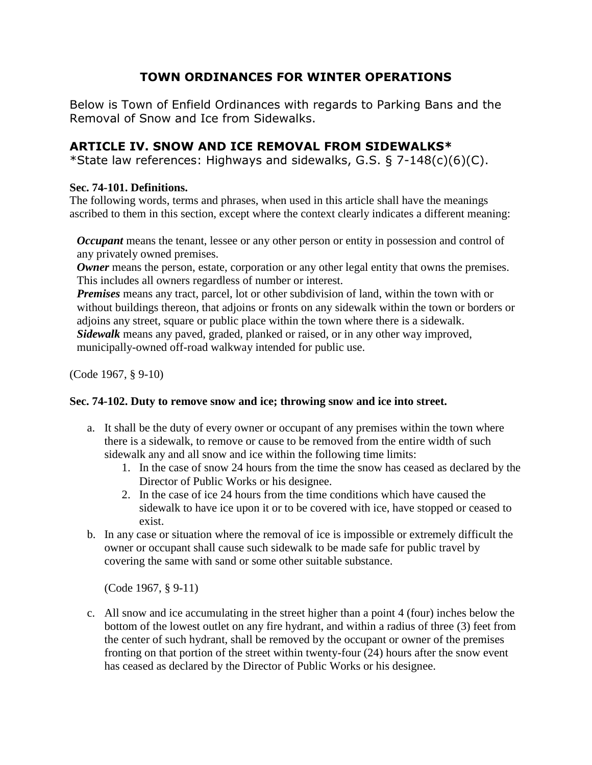# TOWN ORDINANCES FOR WINTER OPERATIONS

Below is Town of Enfield Ordinances with regards to Parking Bans and the Removal of Snow and Ice from Sidewalks.

## ARTICLE IV. SNOW AND ICE REMOVAL FROM SIDEWALKS*

*State law references: Highways and sidewalks, G.S. § 7-148(c)(6)(C).

**Sec. 74-101. Definitions.**

The following words, terms and phrases, when used in this article shall have the meanings ascribed to them in this section, except where the context clearly indicates a different meaning:

***Occupant*** means the tenant, lessee or any other person or entity in possession and control of any privately owned premises.

***Owner*** means the person, estate, corporation or any other legal entity that owns the premises. This includes all owners regardless of number or interest.

***Premises*** means any tract, parcel, lot or other subdivision of land, within the town with or without buildings thereon, that adjoins or fronts on any sidewalk within the town or borders or adjoins any street, square or public place within the town where there is a sidewalk.

***Sidewalk*** means any paved, graded, planked or raised, or in any other way improved, municipally-owned off-road walkway intended for public use.

(Code 1967, § 9-10)

**Sec. 74-102. Duty to remove snow and ice; throwing snow and ice into street.**

a. It shall be the duty of every owner or occupant of any premises within the town where there is a sidewalk, to remove or cause to be removed from the entire width of such sidewalk any and all snow and ice within the following time limits:
   1. In the case of snow 24 hours from the time the snow has ceased as declared by the Director of Public Works or his designee.
   2. In the case of ice 24 hours from the time conditions which have caused the sidewalk to have ice upon it or to be covered with ice, have stopped or ceased to exist.

b. In any case or situation where the removal of ice is impossible or extremely difficult the owner or occupant shall cause such sidewalk to be made safe for public travel by covering the same with sand or some other suitable substance.

   (Code 1967, § 9-11)

c. All snow and ice accumulating in the street higher than a point 4 (four) inches below the bottom of the lowest outlet on any fire hydrant, and within a radius of three (3) feet from the center of such hydrant, shall be removed by the occupant or owner of the premises fronting on that portion of the street within twenty-four (24) hours after the snow event has ceased as declared by the Director of Public Works or his designee.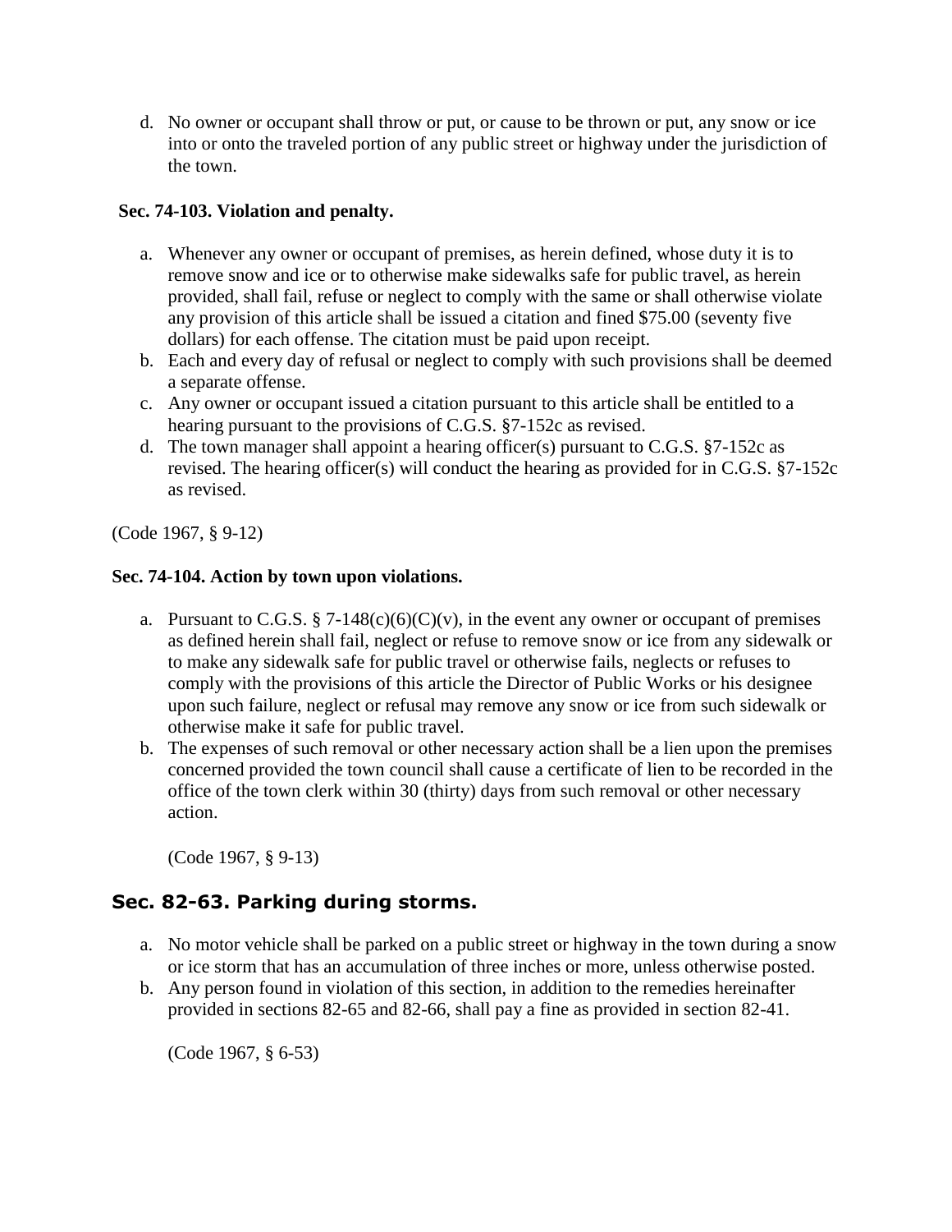d. No owner or occupant shall throw or put, or cause to be thrown or put, any snow or ice into or onto the traveled portion of any public street or highway under the jurisdiction of the town.

**Sec. 74-103. Violation and penalty.**

a. Whenever any owner or occupant of premises, as herein defined, whose duty it is to remove snow and ice or to otherwise make sidewalks safe for public travel, as herein provided, shall fail, refuse or neglect to comply with the same or shall otherwise violate any provision of this article shall be issued a citation and fined $75.00 (seventy five dollars) for each offense. The citation must be paid upon receipt.
b. Each and every day of refusal or neglect to comply with such provisions shall be deemed a separate offense.
c. Any owner or occupant issued a citation pursuant to this article shall be entitled to a hearing pursuant to the provisions of C.G.S. §7-152c as revised.
d. The town manager shall appoint a hearing officer(s) pursuant to C.G.S. §7-152c as revised. The hearing officer(s) will conduct the hearing as provided for in C.G.S. §7-152c as revised.

(Code 1967, § 9-12)

**Sec. 74-104. Action by town upon violations.**

a. Pursuant to C.G.S. § 7-148(c)(6)(C)(v), in the event any owner or occupant of premises as defined herein shall fail, neglect or refuse to remove snow or ice from any sidewalk or to make any sidewalk safe for public travel or otherwise fails, neglects or refuses to comply with the provisions of this article the Director of Public Works or his designee upon such failure, neglect or refusal may remove any snow or ice from such sidewalk or otherwise make it safe for public travel.
b. The expenses of such removal or other necessary action shall be a lien upon the premises concerned provided the town council shall cause a certificate of lien to be recorded in the office of the town clerk within 30 (thirty) days from such removal or other necessary action.

(Code 1967, § 9-13)

## Sec. 82-63. Parking during storms.

a. No motor vehicle shall be parked on a public street or highway in the town during a snow or ice storm that has an accumulation of three inches or more, unless otherwise posted.
b. Any person found in violation of this section, in addition to the remedies hereinafter provided in sections 82-65 and 82-66, shall pay a fine as provided in section 82-41.

(Code 1967, § 6-53)